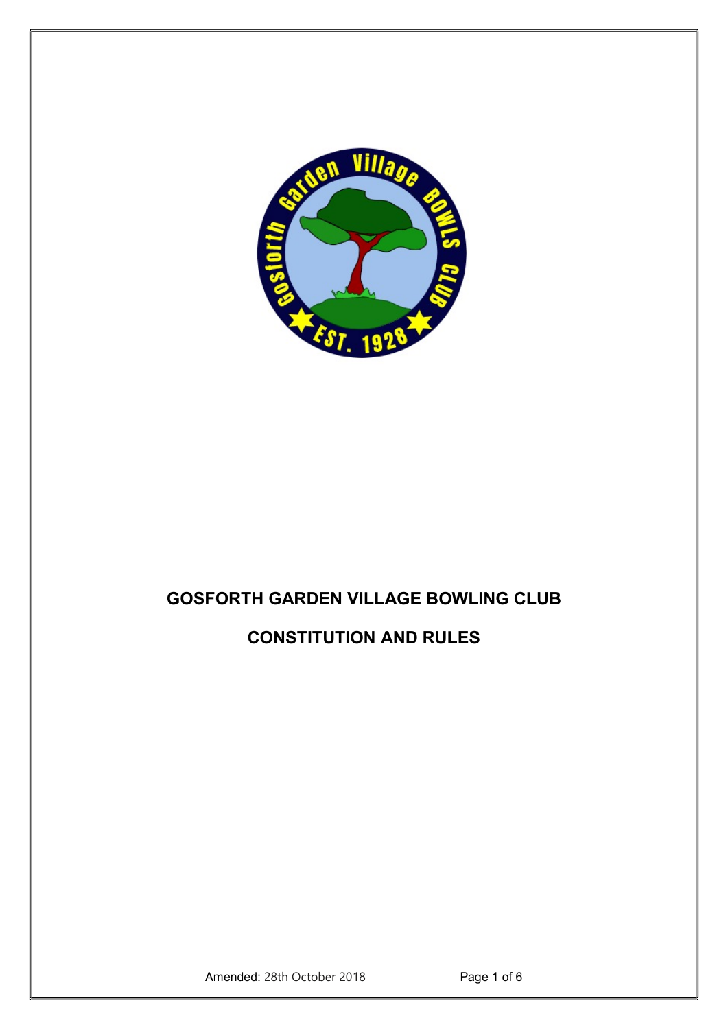# GOSFORTH GARDEN VILLAGE BOWLING CLUB

## CONSTITUTION AND RULES

Amended: 28th October 2018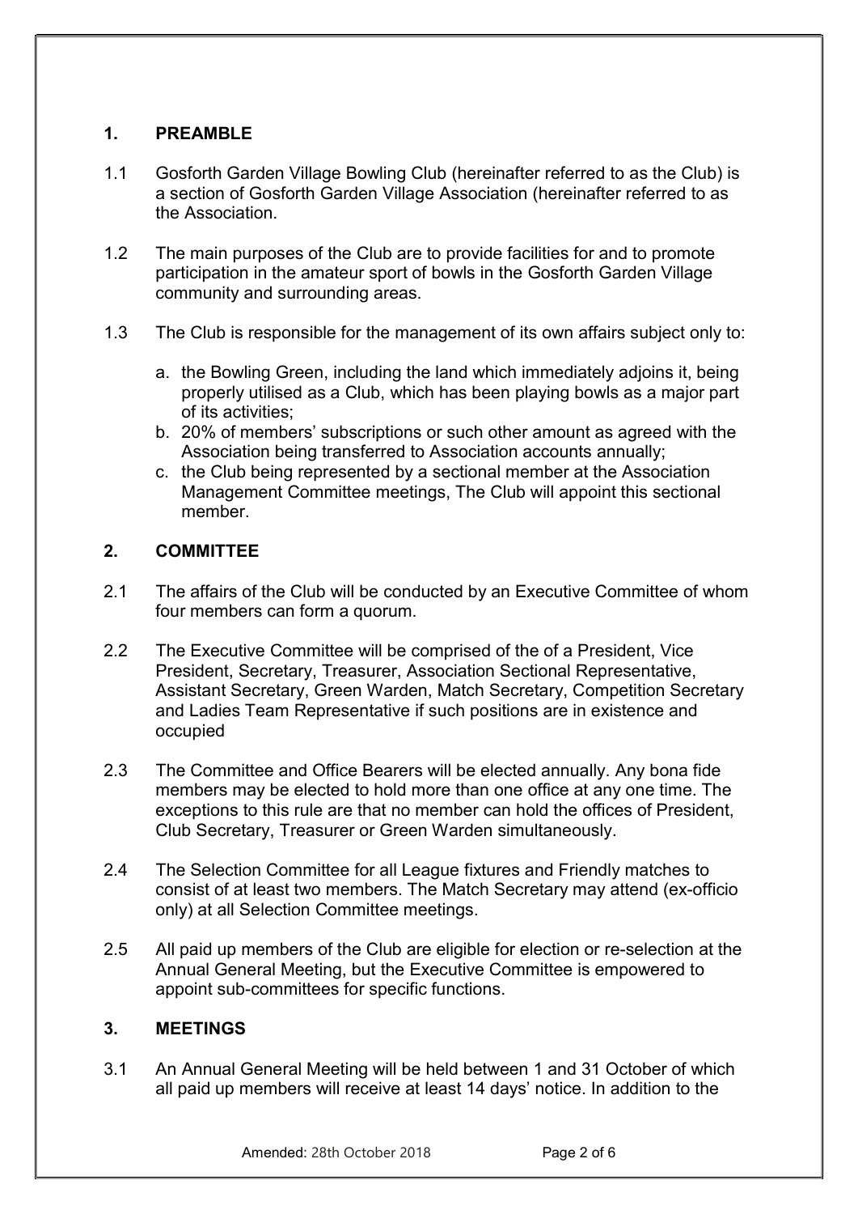## 1. PREAMBLE

1.1 Gosforth Garden Village Bowling Club (hereinafter referred to as the Club) is a section of Gosforth Garden Village Association (hereinafter referred to as the Association.

1.2 The main purposes of the Club are to provide facilities for and to promote participation in the amateur sport of bowls in the Gosforth Garden Village community and surrounding areas.

1.3 The Club is responsible for the management of its own affairs subject only to:

a. the Bowling Green, including the land which immediately adjoins it, being properly utilised as a Club, which has been playing bowls as a major part of its activities;
b. 20% of members' subscriptions or such other amount as agreed with the Association being transferred to Association accounts annually;
c. the Club being represented by a sectional member at the Association Management Committee meetings, The Club will appoint this sectional member.

## 2. COMMITTEE

2.1 The affairs of the Club will be conducted by an Executive Committee of whom four members can form a quorum.

2.2 The Executive Committee will be comprised of the of a President, Vice President, Secretary, Treasurer, Association Sectional Representative, Assistant Secretary, Green Warden, Match Secretary, Competition Secretary and Ladies Team Representative if such positions are in existence and occupied

2.3 The Committee and Office Bearers will be elected annually. Any bona fide members may be elected to hold more than one office at any one time. The exceptions to this rule are that no member can hold the offices of President, Club Secretary, Treasurer or Green Warden simultaneously.

2.4 The Selection Committee for all League fixtures and Friendly matches to consist of at least two members. The Match Secretary may attend (ex-officio only) at all Selection Committee meetings.

2.5 All paid up members of the Club are eligible for election or re-selection at the Annual General Meeting, but the Executive Committee is empowered to appoint sub-committees for specific functions.

## 3. MEETINGS

3.1 An Annual General Meeting will be held between 1 and 31 October of which all paid up members will receive at least 14 days' notice. In addition to the

Amended: 28th October 2018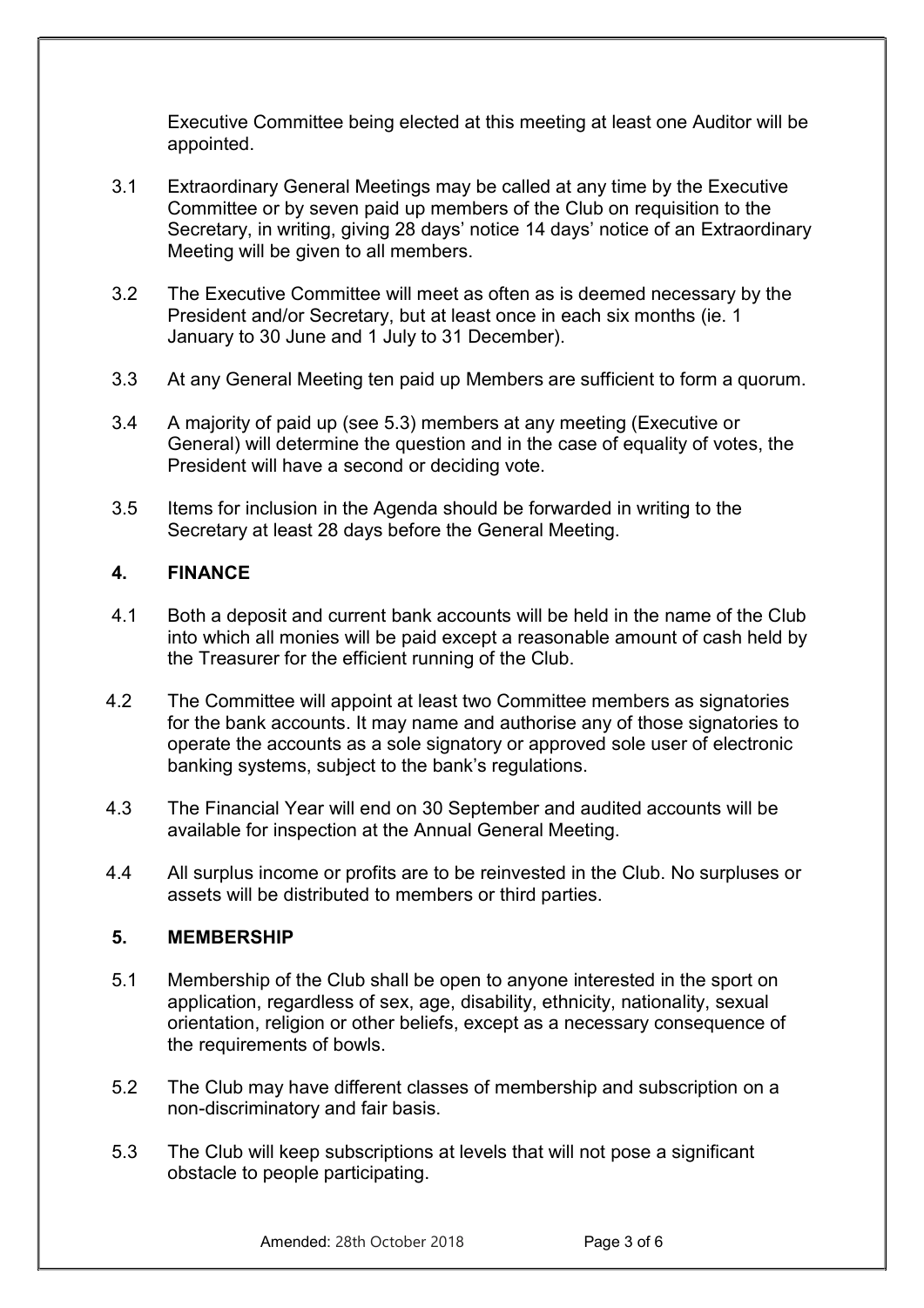Executive Committee being elected at this meeting at least one Auditor will be appointed.

3.1 Extraordinary General Meetings may be called at any time by the Executive Committee or by seven paid up members of the Club on requisition to the Secretary, in writing, giving 28 days' notice 14 days' notice of an Extraordinary Meeting will be given to all members.

3.2 The Executive Committee will meet as often as is deemed necessary by the President and/or Secretary, but at least once in each six months (ie. 1 January to 30 June and 1 July to 31 December).

3.3 At any General Meeting ten paid up Members are sufficient to form a quorum.

3.4 A majority of paid up (see 5.3) members at any meeting (Executive or General) will determine the question and in the case of equality of votes, the President will have a second or deciding vote.

3.5 Items for inclusion in the Agenda should be forwarded in writing to the Secretary at least 28 days before the General Meeting.

## 4. FINANCE

4.1 Both a deposit and current bank accounts will be held in the name of the Club into which all monies will be paid except a reasonable amount of cash held by the Treasurer for the efficient running of the Club.

4.2 The Committee will appoint at least two Committee members as signatories for the bank accounts. It may name and authorise any of those signatories to operate the accounts as a sole signatory or approved sole user of electronic banking systems, subject to the bank's regulations.

4.3 The Financial Year will end on 30 September and audited accounts will be available for inspection at the Annual General Meeting.

4.4 All surplus income or profits are to be reinvested in the Club. No surpluses or assets will be distributed to members or third parties.

## 5. MEMBERSHIP

5.1 Membership of the Club shall be open to anyone interested in the sport on application, regardless of sex, age, disability, ethnicity, nationality, sexual orientation, religion or other beliefs, except as a necessary consequence of the requirements of bowls.

5.2 The Club may have different classes of membership and subscription on a non-discriminatory and fair basis.

5.3 The Club will keep subscriptions at levels that will not pose a significant obstacle to people participating.

Amended: 28th October 2018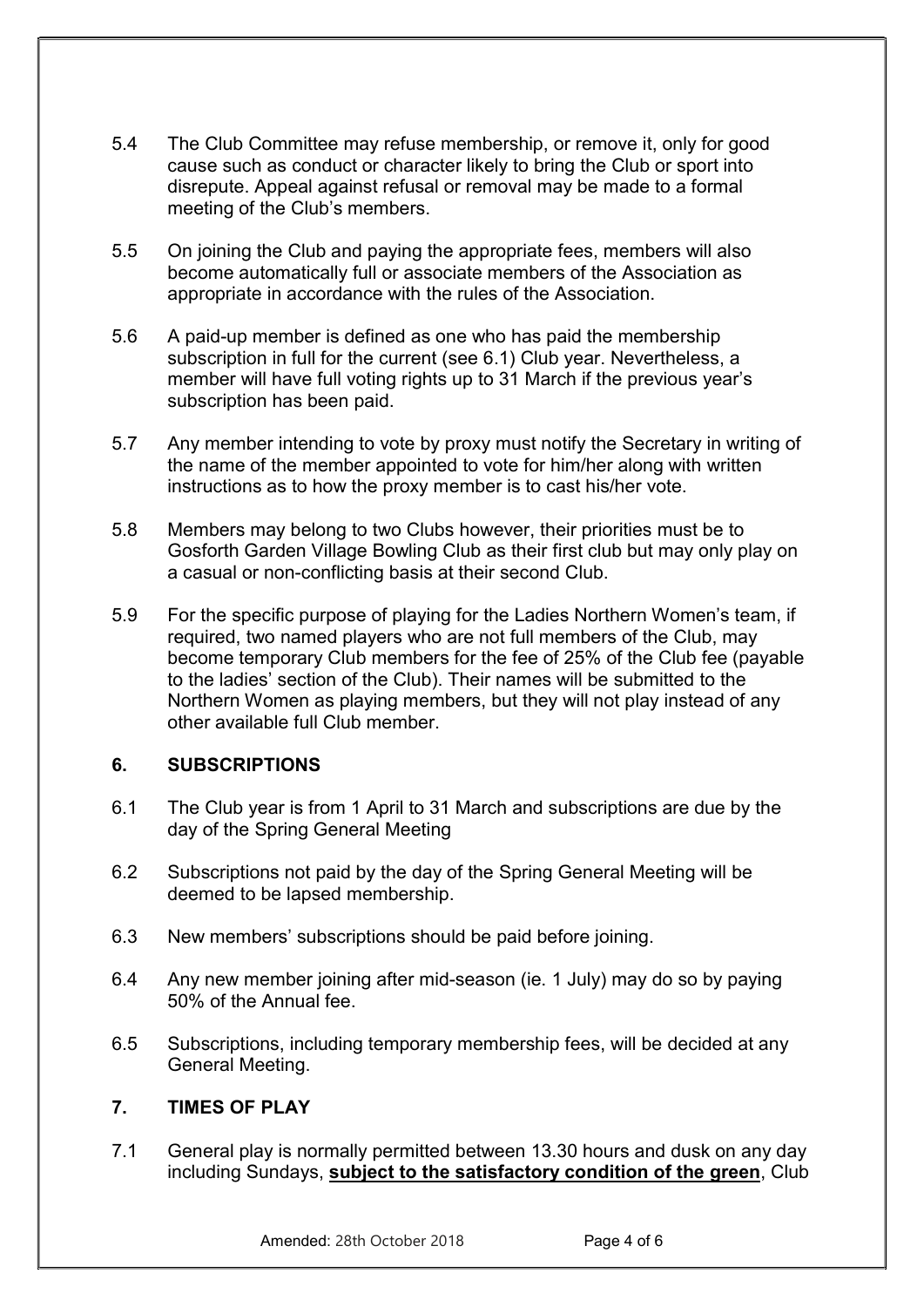5.4 The Club Committee may refuse membership, or remove it, only for good cause such as conduct or character likely to bring the Club or sport into disrepute. Appeal against refusal or removal may be made to a formal meeting of the Club's members.

5.5 On joining the Club and paying the appropriate fees, members will also become automatically full or associate members of the Association as appropriate in accordance with the rules of the Association.

5.6 A paid-up member is defined as one who has paid the membership subscription in full for the current (see 6.1) Club year. Nevertheless, a member will have full voting rights up to 31 March if the previous year's subscription has been paid.

5.7 Any member intending to vote by proxy must notify the Secretary in writing of the name of the member appointed to vote for him/her along with written instructions as to how the proxy member is to cast his/her vote.

5.8 Members may belong to two Clubs however, their priorities must be to Gosforth Garden Village Bowling Club as their first club but may only play on a casual or non-conflicting basis at their second Club.

5.9 For the specific purpose of playing for the Ladies Northern Women's team, if required, two named players who are not full members of the Club, may become temporary Club members for the fee of 25% of the Club fee (payable to the ladies' section of the Club). Their names will be submitted to the Northern Women as playing members, but they will not play instead of any other available full Club member.

## 6. SUBSCRIPTIONS

6.1 The Club year is from 1 April to 31 March and subscriptions are due by the day of the Spring General Meeting

6.2 Subscriptions not paid by the day of the Spring General Meeting will be deemed to be lapsed membership.

6.3 New members' subscriptions should be paid before joining.

6.4 Any new member joining after mid-season (ie. 1 July) may do so by paying 50% of the Annual fee.

6.5 Subscriptions, including temporary membership fees, will be decided at any General Meeting.

## 7. TIMES OF PLAY

7.1 General play is normally permitted between 13.30 hours and dusk on any day including Sundays, **subject to the satisfactory condition of the green**, Club

Amended: 28th October 2018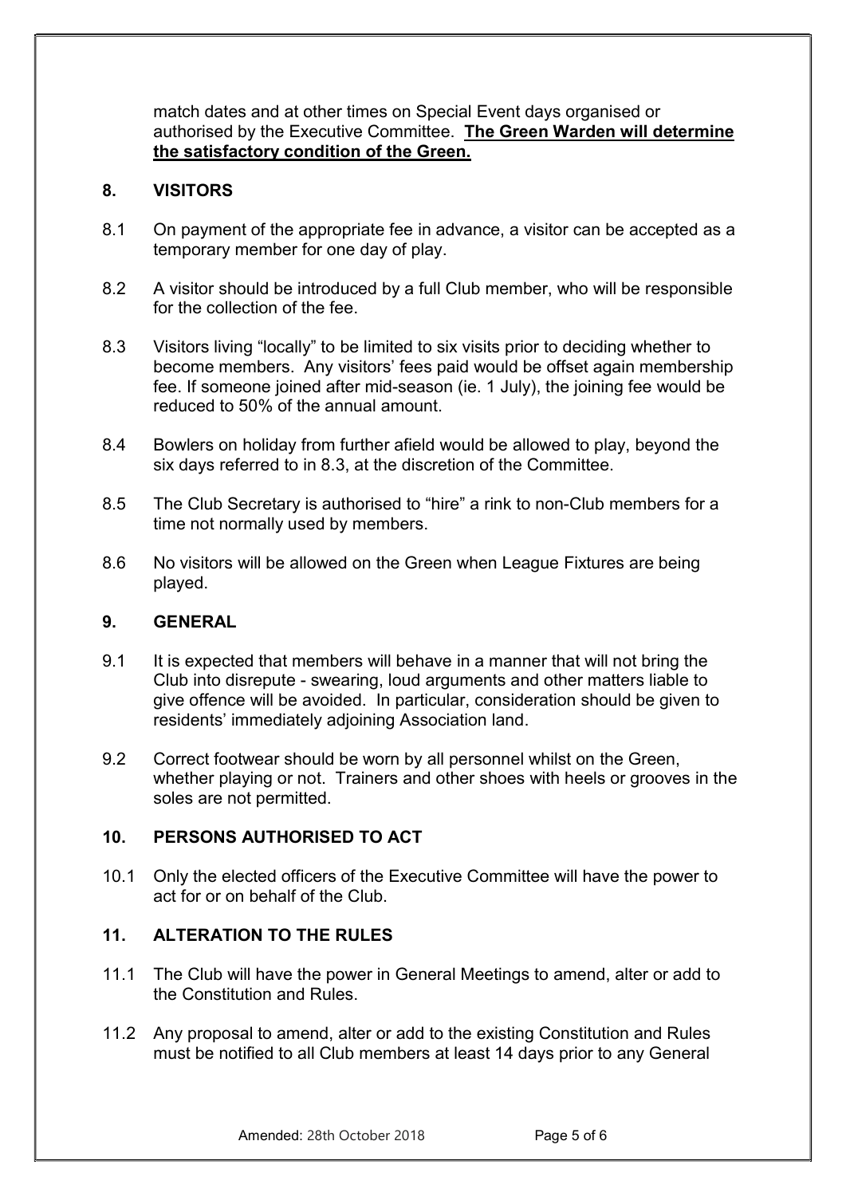match dates and at other times on Special Event days organised or authorised by the Executive Committee. **The Green Warden will determine the satisfactory condition of the Green.**

## 8. VISITORS

8.1 On payment of the appropriate fee in advance, a visitor can be accepted as a temporary member for one day of play.

8.2 A visitor should be introduced by a full Club member, who will be responsible for the collection of the fee.

8.3 Visitors living "locally" to be limited to six visits prior to deciding whether to become members. Any visitors' fees paid would be offset again membership fee. If someone joined after mid-season (ie. 1 July), the joining fee would be reduced to 50% of the annual amount.

8.4 Bowlers on holiday from further afield would be allowed to play, beyond the six days referred to in 8.3, at the discretion of the Committee.

8.5 The Club Secretary is authorised to "hire" a rink to non-Club members for a time not normally used by members.

8.6 No visitors will be allowed on the Green when League Fixtures are being played.

## 9. GENERAL

9.1 It is expected that members will behave in a manner that will not bring the Club into disrepute - swearing, loud arguments and other matters liable to give offence will be avoided. In particular, consideration should be given to residents' immediately adjoining Association land.

9.2 Correct footwear should be worn by all personnel whilst on the Green, whether playing or not. Trainers and other shoes with heels or grooves in the soles are not permitted.

## 10. PERSONS AUTHORISED TO ACT

10.1 Only the elected officers of the Executive Committee will have the power to act for or on behalf of the Club.

## 11. ALTERATION TO THE RULES

11.1 The Club will have the power in General Meetings to amend, alter or add to the Constitution and Rules.

11.2 Any proposal to amend, alter or add to the existing Constitution and Rules must be notified to all Club members at least 14 days prior to any General

Amended: 28th October 2018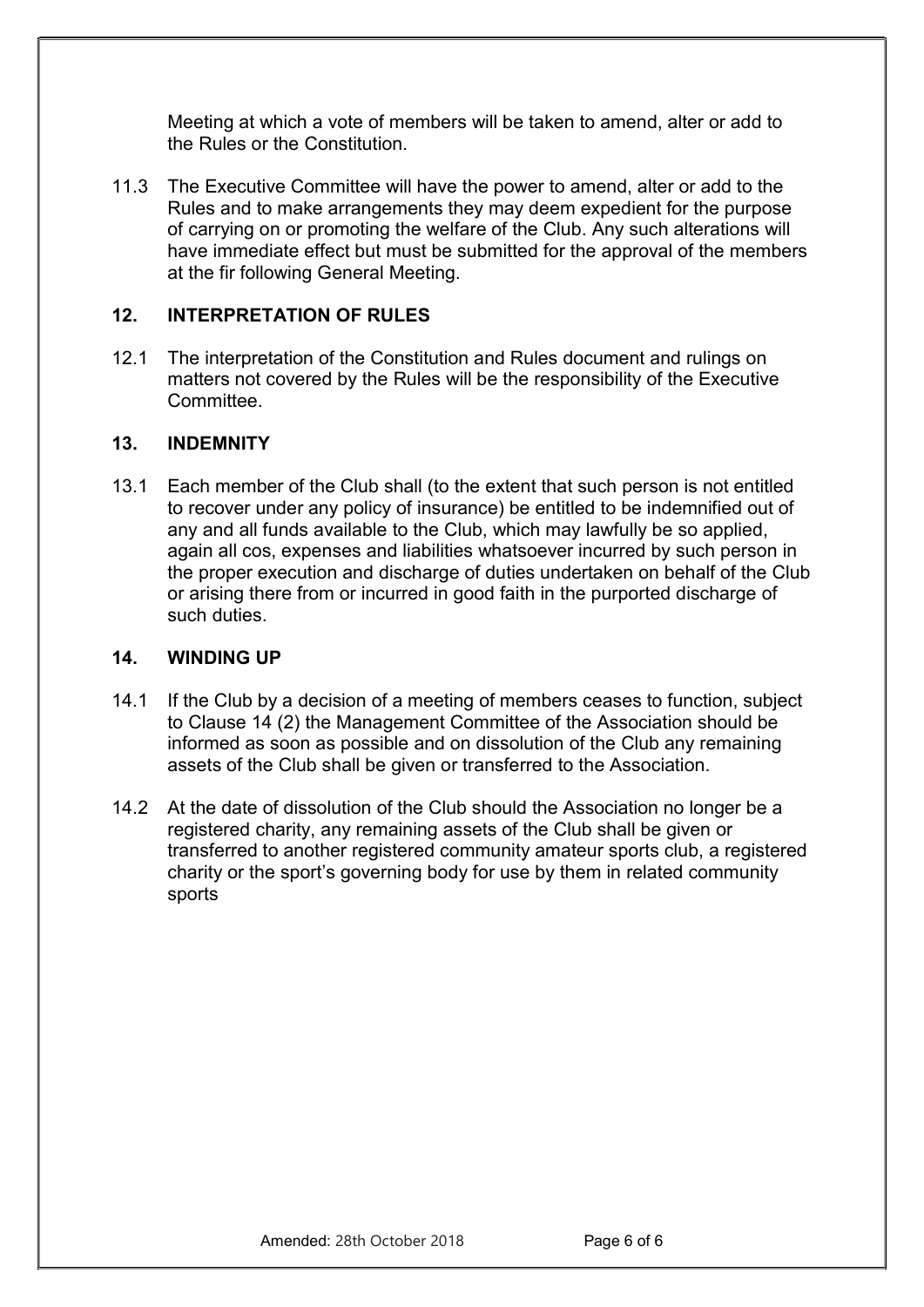Meeting at which a vote of members will be taken to amend, alter or add to the Rules or the Constitution.

11.3 The Executive Committee will have the power to amend, alter or add to the Rules and to make arrangements they may deem expedient for the purpose of carrying on or promoting the welfare of the Club. Any such alterations will have immediate effect but must be submitted for the approval of the members at the fir following General Meeting.

## 12. INTERPRETATION OF RULES

12.1 The interpretation of the Constitution and Rules document and rulings on matters not covered by the Rules will be the responsibility of the Executive Committee.

## 13. INDEMNITY

13.1 Each member of the Club shall (to the extent that such person is not entitled to recover under any policy of insurance) be entitled to be indemnified out of any and all funds available to the Club, which may lawfully be so applied, again all cos, expenses and liabilities whatsoever incurred by such person in the proper execution and discharge of duties undertaken on behalf of the Club or arising there from or incurred in good faith in the purported discharge of such duties.

## 14. WINDING UP

14.1 If the Club by a decision of a meeting of members ceases to function, subject to Clause 14 (2) the Management Committee of the Association should be informed as soon as possible and on dissolution of the Club any remaining assets of the Club shall be given or transferred to the Association.

14.2 At the date of dissolution of the Club should the Association no longer be a registered charity, any remaining assets of the Club shall be given or transferred to another registered community amateur sports club, a registered charity or the sport's governing body for use by them in related community sports

Amended: 28th October 2018